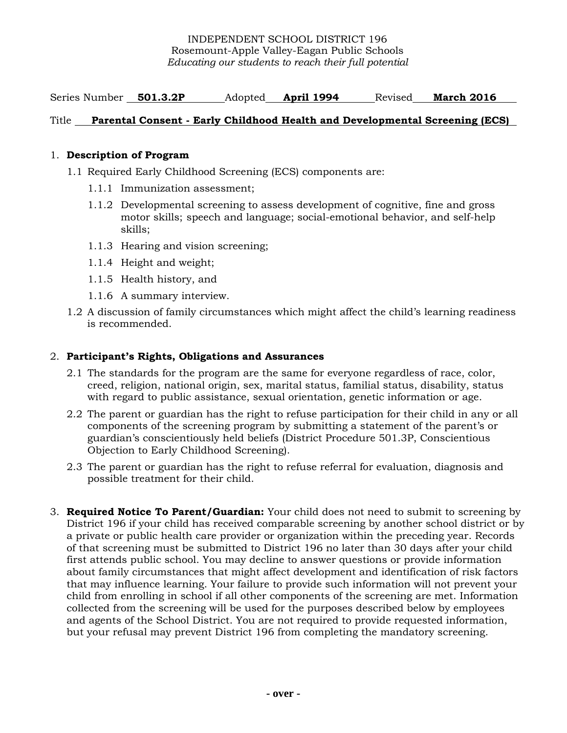INDEPENDENT SCHOOL DISTRICT 196
Rosemount-Apple Valley-Eagan Public Schools
*Educating our students to reach their full potential*

Series Number **501.3.2P** Adopted **April 1994** Revised **March 2016**

Title **Parental Consent - Early Childhood Health and Developmental Screening (ECS)**

1. **Description of Program**
   - 1.1 Required Early Childhood Screening (ECS) components are:
     - 1.1.1 Immunization assessment;
     - 1.1.2 Developmental screening to assess development of cognitive, fine and gross motor skills; speech and language; social-emotional behavior, and self-help skills;
     - 1.1.3 Hearing and vision screening;
     - 1.1.4 Height and weight;
     - 1.1.5 Health history, and
     - 1.1.6 A summary interview.
   - 1.2 A discussion of family circumstances which might affect the child's learning readiness is recommended.

2. **Participant's Rights, Obligations and Assurances**
   - 2.1 The standards for the program are the same for everyone regardless of race, color, creed, religion, national origin, sex, marital status, familial status, disability, status with regard to public assistance, sexual orientation, genetic information or age.
   - 2.2 The parent or guardian has the right to refuse participation for their child in any or all components of the screening program by submitting a statement of the parent's or guardian's conscientiously held beliefs (District Procedure 501.3P, Conscientious Objection to Early Childhood Screening).
   - 2.3 The parent or guardian has the right to refuse referral for evaluation, diagnosis and possible treatment for their child.

3. **Required Notice To Parent/Guardian:** Your child does not need to submit to screening by District 196 if your child has received comparable screening by another school district or by a private or public health care provider or organization within the preceding year. Records of that screening must be submitted to District 196 no later than 30 days after your child first attends public school. You may decline to answer questions or provide information about family circumstances that might affect development and identification of risk factors that may influence learning. Your failure to provide such information will not prevent your child from enrolling in school if all other components of the screening are met. Information collected from the screening will be used for the purposes described below by employees and agents of the School District. You are not required to provide requested information, but your refusal may prevent District 196 from completing the mandatory screening.

**- over -**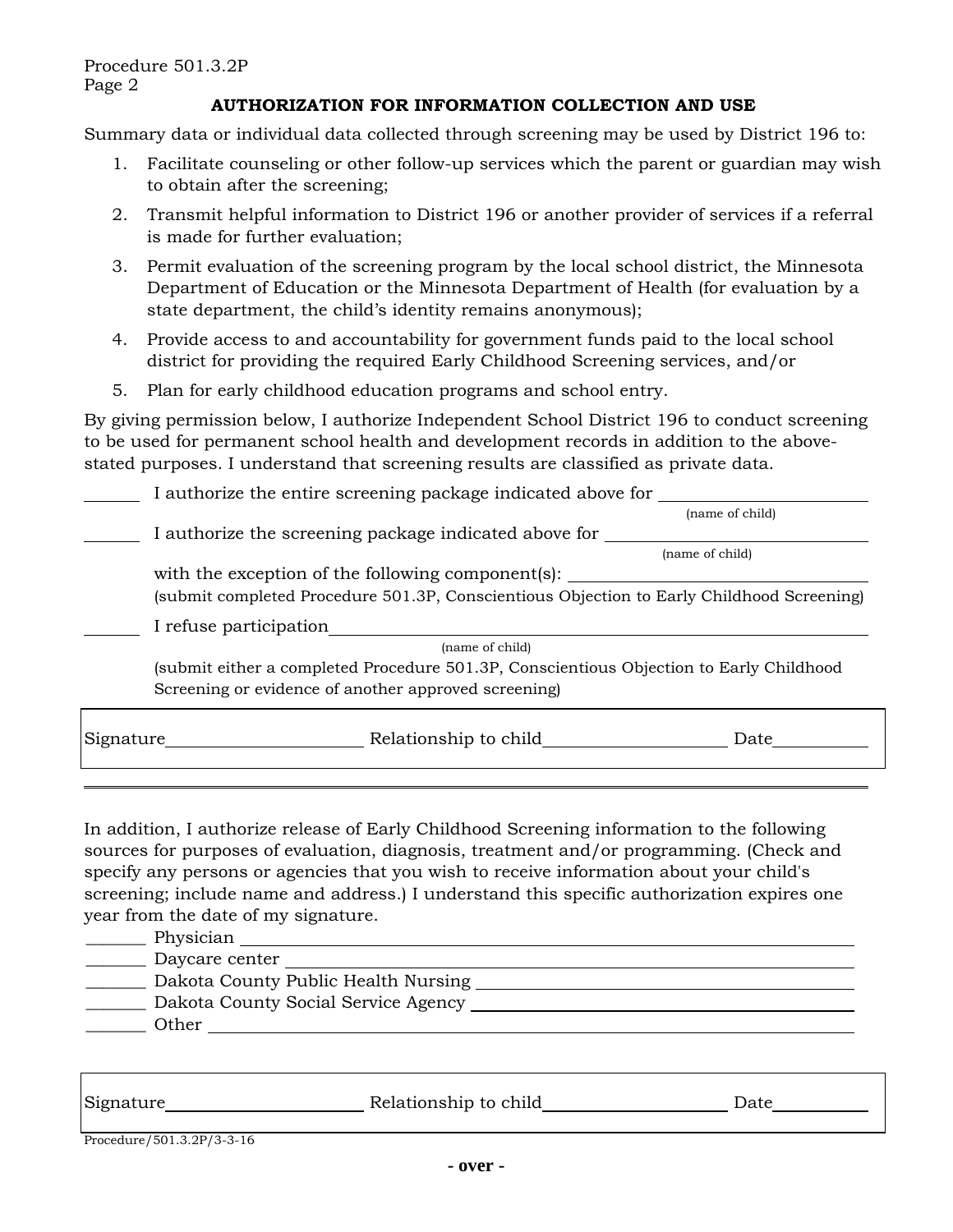## AUTHORIZATION FOR INFORMATION COLLECTION AND USE

Summary data or individual data collected through screening may be used by District 196 to:

1. Facilitate counseling or other follow-up services which the parent or guardian may wish to obtain after the screening;
2. Transmit helpful information to District 196 or another provider of services if a referral is made for further evaluation;
3. Permit evaluation of the screening program by the local school district, the Minnesota Department of Education or the Minnesota Department of Health (for evaluation by a state department, the child's identity remains anonymous);
4. Provide access to and accountability for government funds paid to the local school district for providing the required Early Childhood Screening services, and/or
5. Plan for early childhood education programs and school entry.

By giving permission below, I authorize Independent School District 196 to conduct screening to be used for permanent school health and development records in addition to the above-stated purposes. I understand that screening results are classified as private data.

______ I authorize the entire screening package indicated above for ____________________
(name of child)

______ I authorize the screening package indicated above for ____________________
(name of child)
with the exception of the following component(s): ____________________
(submit completed Procedure 501.3P, Conscientious Objection to Early Childhood Screening)

______ I refuse participation ____________________
(name of child)
(submit either a completed Procedure 501.3P, Conscientious Objection to Early Childhood Screening or evidence of another approved screening)

Signature____________________ Relationship to child____________________ Date__________

---

In addition, I authorize release of Early Childhood Screening information to the following sources for purposes of evaluation, diagnosis, treatment and/or programming. (Check and specify any persons or agencies that you wish to receive information about your child's screening; include name and address.) I understand this specific authorization expires one year from the date of my signature.

______ Physician ____________________
______ Daycare center ____________________
______ Dakota County Public Health Nursing ____________________
______ Dakota County Social Service Agency ____________________
______ Other ____________________

Signature____________________ Relationship to child____________________ Date__________

Procedure/501.3.2P/3-3-16

**- over -**